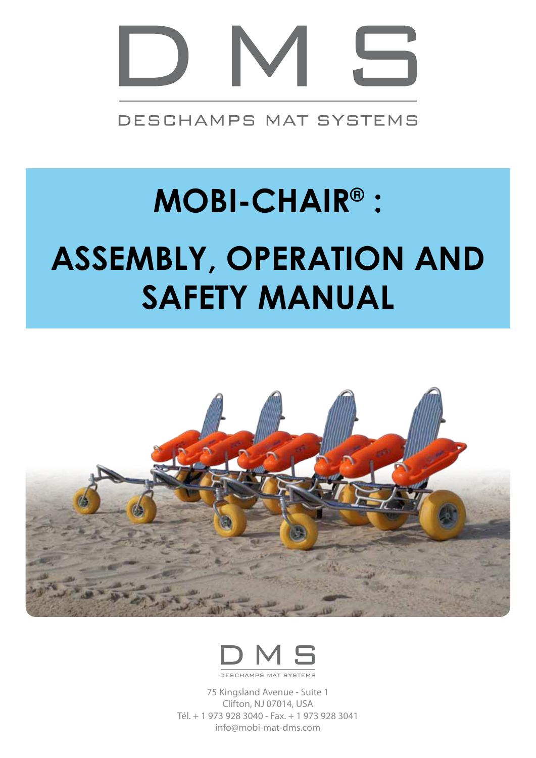# D M S

DESCHAMPS MAT SYSTEMS

# MOBI-CHAIR® :

# ASSEMBLY, OPERATION AND SAFETY MANUAL

D M S

DESCHAMPS MAT SYSTEMS

75 Kingsland Avenue - Suite 1
Clifton, NJ 07014, USA
Tél. + 1 973 928 3040 - Fax. + 1 973 928 3041
info@mobi-mat-dms.com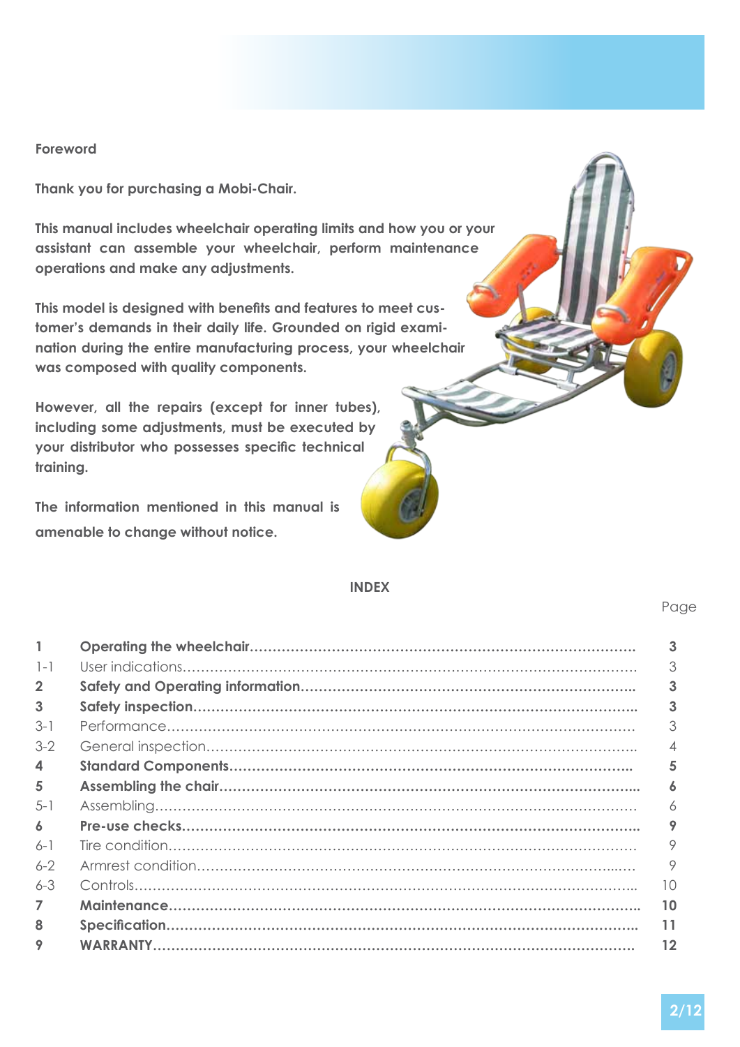## Foreword

**Thank you for purchasing a Mobi-Chair.**

**This manual includes wheelchair operating limits and how you or your assistant can assemble your wheelchair, perform maintenance operations and make any adjustments.**

**This model is designed with benefits and features to meet customer's demands in their daily life. Grounded on rigid examination during the entire manufacturing process, your wheelchair was composed with quality components.**

**However, all the repairs (except for inner tubes), including some adjustments, must be executed by your distributor who possesses specific technical training.**

**The information mentioned in this manual is amenable to change without notice.**

## INDEX

| | | Page |
|---|---|---|
| **1** | **Operating the wheelchair** | **3** |
| 1-1 | User indications | 3 |
| **2** | **Safety and Operating information** | **3** |
| **3** | **Safety inspection** | **3** |
| 3-1 | Performance | 3 |
| 3-2 | General inspection | 4 |
| **4** | **Standard Components** | **5** |
| **5** | **Assembling the chair** | **6** |
| 5-1 | Assembling | 6 |
| **6** | **Pre-use checks** | **9** |
| 6-1 | Tire condition | 9 |
| 6-2 | Armrest condition | 9 |
| 6-3 | Controls | 10 |
| **7** | **Maintenance** | **10** |
| **8** | **Specification** | **11** |
| **9** | **WARRANTY** | **12** |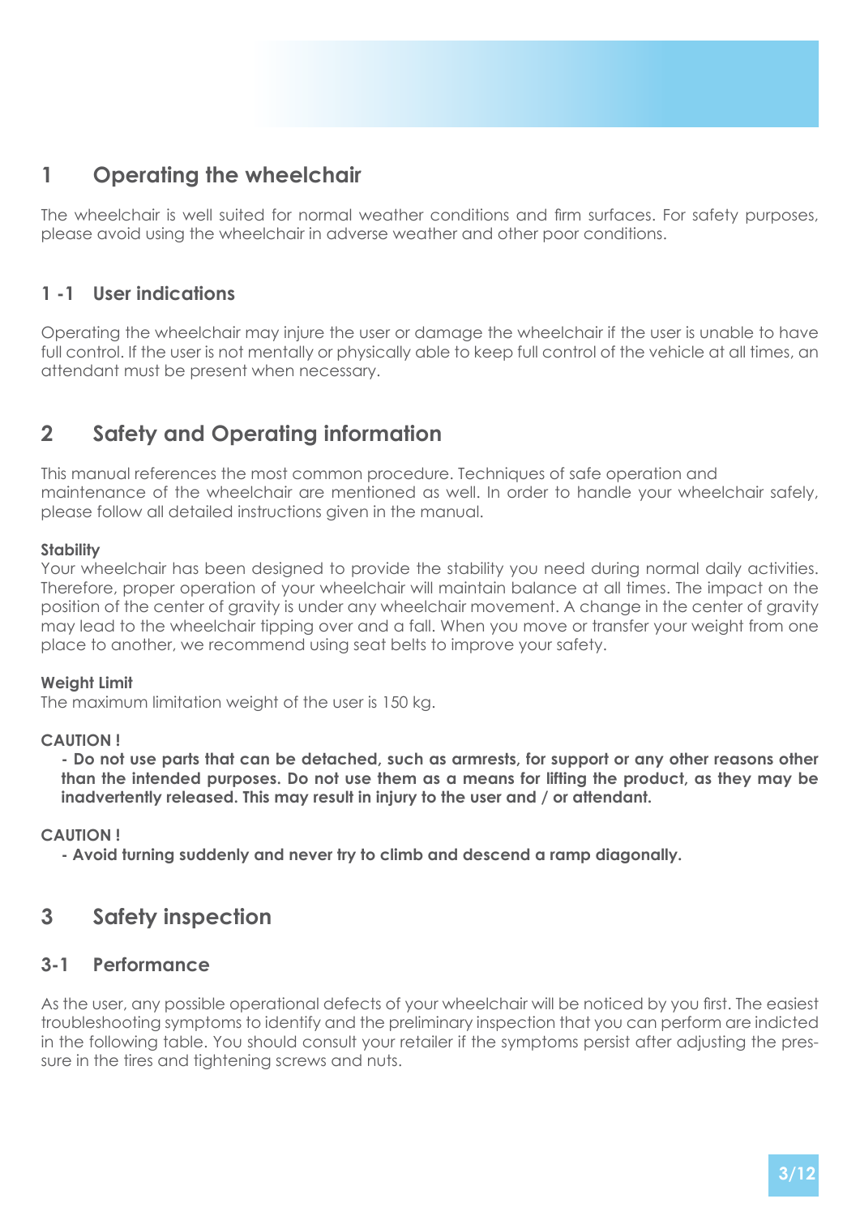# 1 Operating the wheelchair

The wheelchair is well suited for normal weather conditions and firm surfaces. For safety purposes, please avoid using the wheelchair in adverse weather and other poor conditions.

## 1 -1 User indications

Operating the wheelchair may injure the user or damage the wheelchair if the user is unable to have full control. If the user is not mentally or physically able to keep full control of the vehicle at all times, an attendant must be present when necessary.

# 2 Safety and Operating information

This manual references the most common procedure. Techniques of safe operation and maintenance of the wheelchair are mentioned as well. In order to handle your wheelchair safely, please follow all detailed instructions given in the manual.

**Stability**
Your wheelchair has been designed to provide the stability you need during normal daily activities. Therefore, proper operation of your wheelchair will maintain balance at all times. The impact on the position of the center of gravity is under any wheelchair movement. A change in the center of gravity may lead to the wheelchair tipping over and a fall. When you move or transfer your weight from one place to another, we recommend using seat belts to improve your safety.

**Weight Limit**
The maximum limitation weight of the user is 150 kg.

**CAUTION !**

- **Do not use parts that can be detached, such as armrests, for support or any other reasons other than the intended purposes. Do not use them as a means for lifting the product, as they may be inadvertently released. This may result in injury to the user and / or attendant.**

**CAUTION !**

- **Avoid turning suddenly and never try to climb and descend a ramp diagonally.**

# 3 Safety inspection

## 3-1 Performance

As the user, any possible operational defects of your wheelchair will be noticed by you first. The easiest troubleshooting symptoms to identify and the preliminary inspection that you can perform are indicted in the following table. You should consult your retailer if the symptoms persist after adjusting the pressure in the tires and tightening screws and nuts.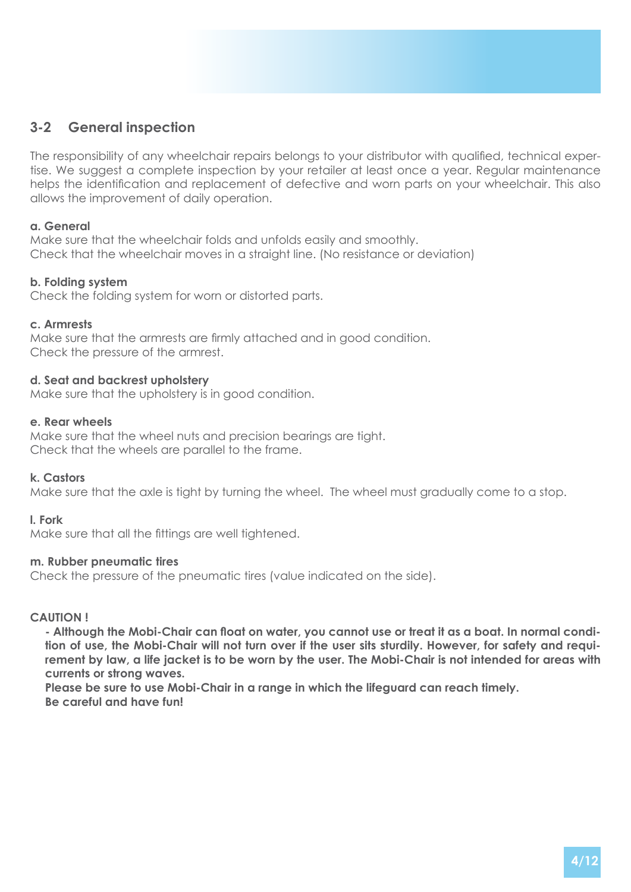## 3-2 General inspection

The responsibility of any wheelchair repairs belongs to your distributor with qualified, technical expertise. We suggest a complete inspection by your retailer at least once a year. Regular maintenance helps the identification and replacement of defective and worn parts on your wheelchair. This also allows the improvement of daily operation.

**a. General**
Make sure that the wheelchair folds and unfolds easily and smoothly.
Check that the wheelchair moves in a straight line. (No resistance or deviation)

**b. Folding system**
Check the folding system for worn or distorted parts.

**c. Armrests**
Make sure that the armrests are firmly attached and in good condition.
Check the pressure of the armrest.

**d. Seat and backrest upholstery**
Make sure that the upholstery is in good condition.

**e. Rear wheels**
Make sure that the wheel nuts and precision bearings are tight.
Check that the wheels are parallel to the frame.

**k. Castors**
Make sure that the axle is tight by turning the wheel. The wheel must gradually come to a stop.

**l. Fork**
Make sure that all the fittings are well tightened.

**m. Rubber pneumatic tires**
Check the pressure of the pneumatic tires (value indicated on the side).

**CAUTION !**

**- Although the Mobi-Chair can float on water, you cannot use or treat it as a boat. In normal condition of use, the Mobi-Chair will not turn over if the user sits sturdily. However, for safety and requirement by law, a life jacket is to be worn by the user. The Mobi-Chair is not intended for areas with currents or strong waves.**
**Please be sure to use Mobi-Chair in a range in which the lifeguard can reach timely.**
**Be careful and have fun!**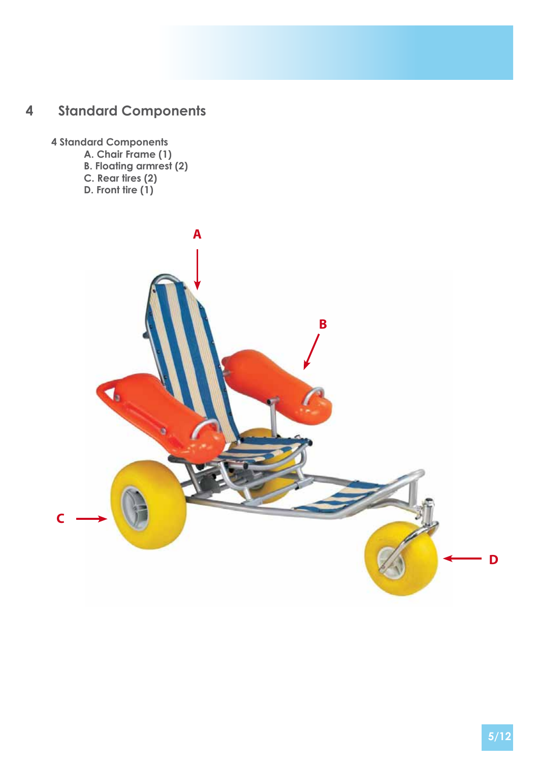# 4 Standard Components

4 Standard Components

- A. Chair Frame (1)
- B. Floating armrest (2)
- C. Rear tires (2)
- D. Front tire (1)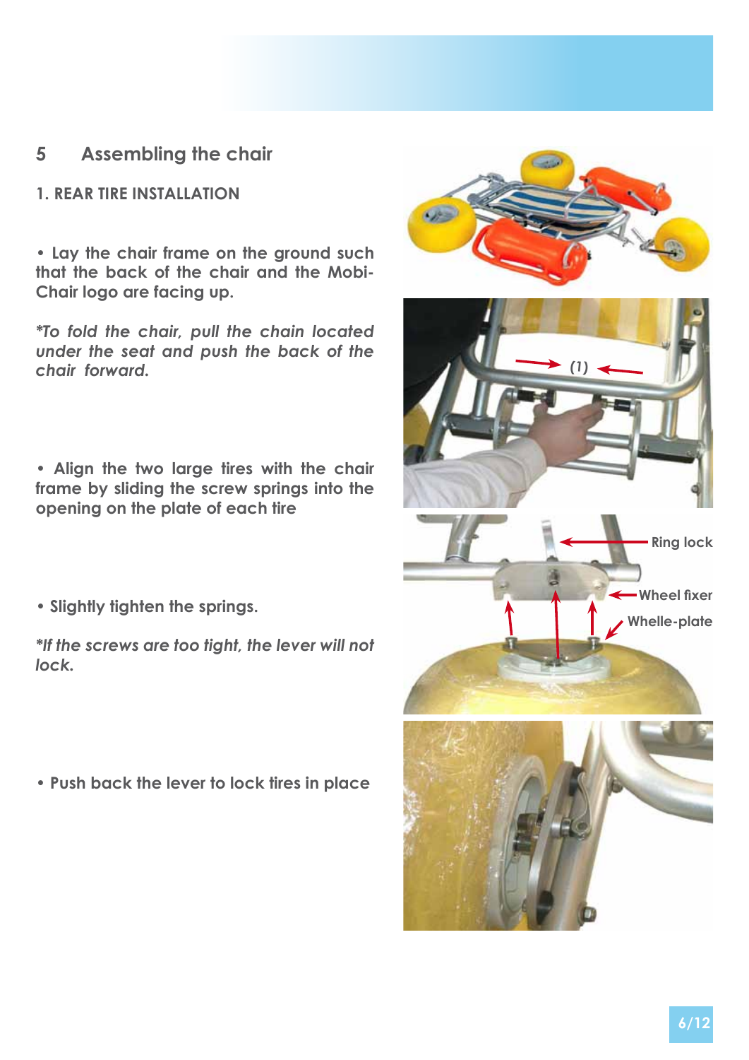## 5 Assembling the chair

### 1. REAR TIRE INSTALLATION

• Lay the chair frame on the ground such that the back of the chair and the Mobi-Chair logo are facing up.

*\*To fold the chair, pull the chain located under the seat and push the back of the chair forward.*

• Align the two large tires with the chair frame by sliding the screw springs into the opening on the plate of each tire

• Slightly tighten the springs.

*\*If the screws are too tight, the lever will not lock.*

• Push back the lever to lock tires in place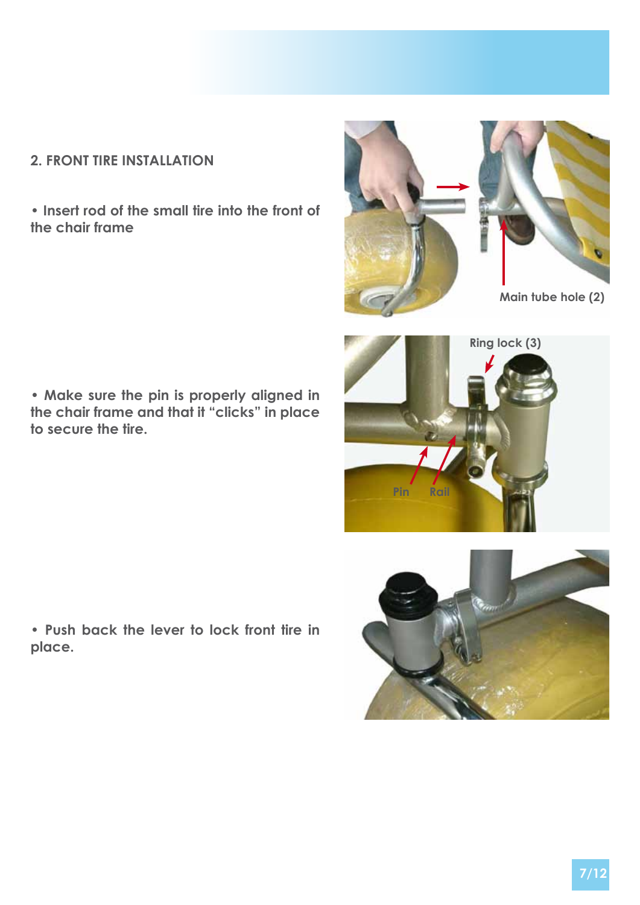## 2. FRONT TIRE INSTALLATION

- Insert rod of the small tire into the front of the chair frame

Main tube hole (2)

Ring lock (3)

- Make sure the pin is properly aligned in the chair frame and that it "clicks" in place to secure the tire.

Pin Rail

- Push back the lever to lock front tire in place.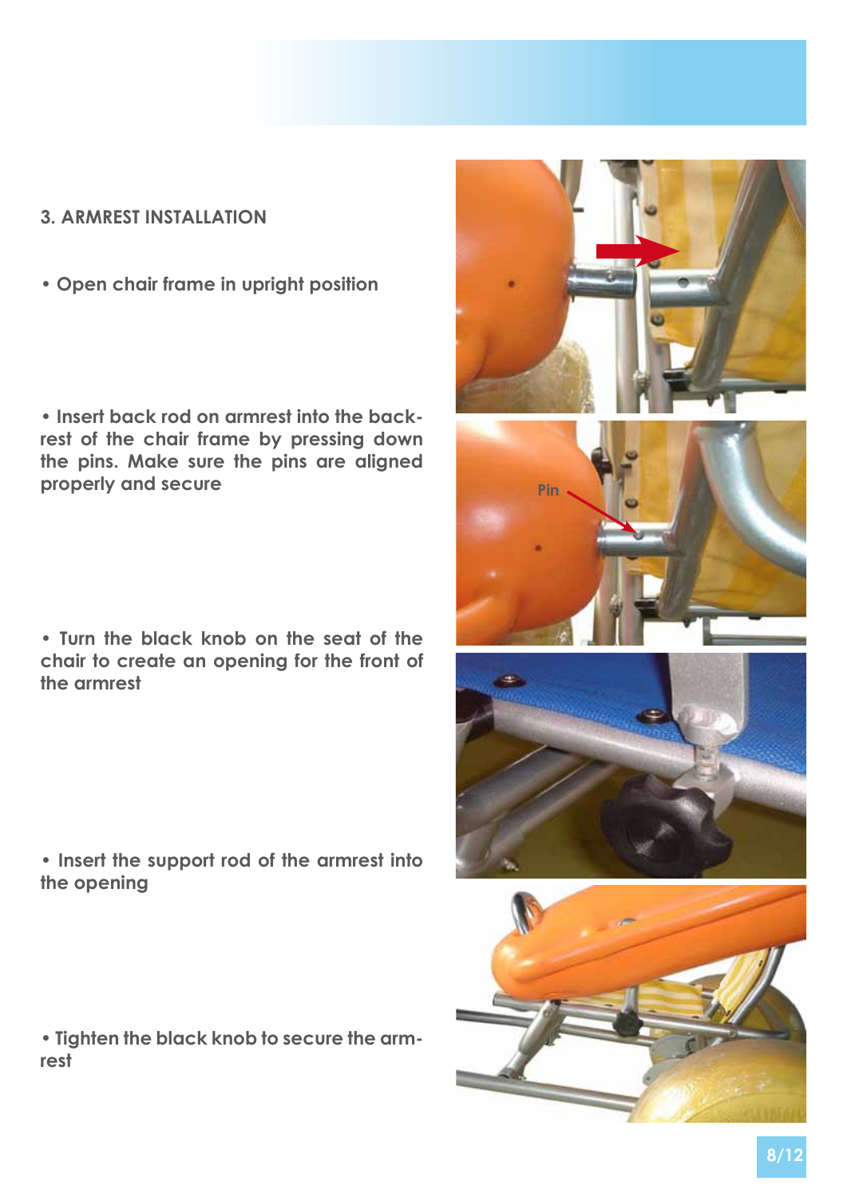### 3. ARMREST INSTALLATION

- Open chair frame in upright position

- Insert back rod on armrest into the backrest of the chair frame by pressing down the pins. Make sure the pins are aligned properly and secure

- Turn the black knob on the seat of the chair to create an opening for the front of the armrest

- Insert the support rod of the armrest into the opening

- Tighten the black knob to secure the armrest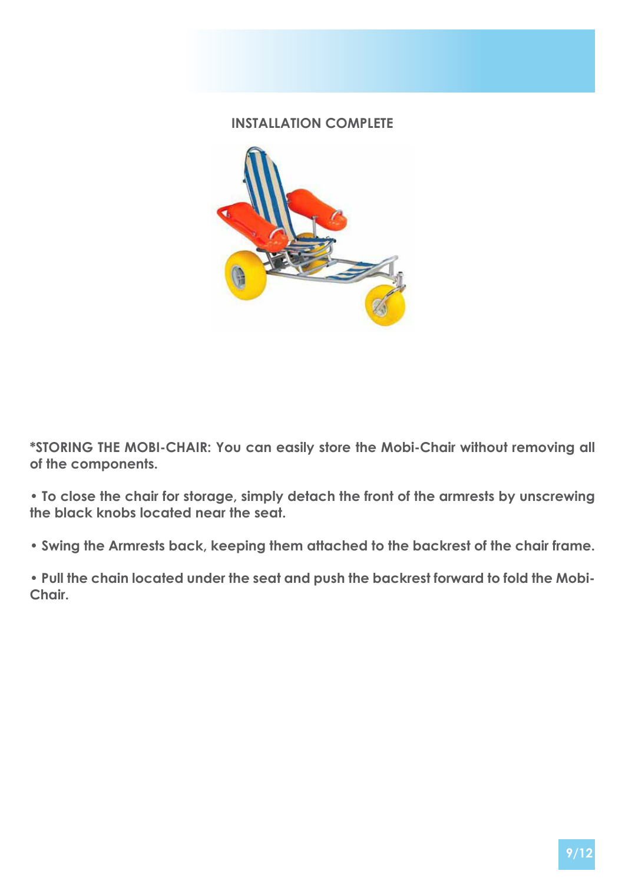## INSTALLATION COMPLETE

**\*STORING THE MOBI-CHAIR: You can easily store the Mobi-Chair without removing all of the components.**

- **To close the chair for storage, simply detach the front of the armrests by unscrewing the black knobs located near the seat.**
- **Swing the Armrests back, keeping them attached to the backrest of the chair frame.**
- **Pull the chain located under the seat and push the backrest forward to fold the Mobi-Chair.**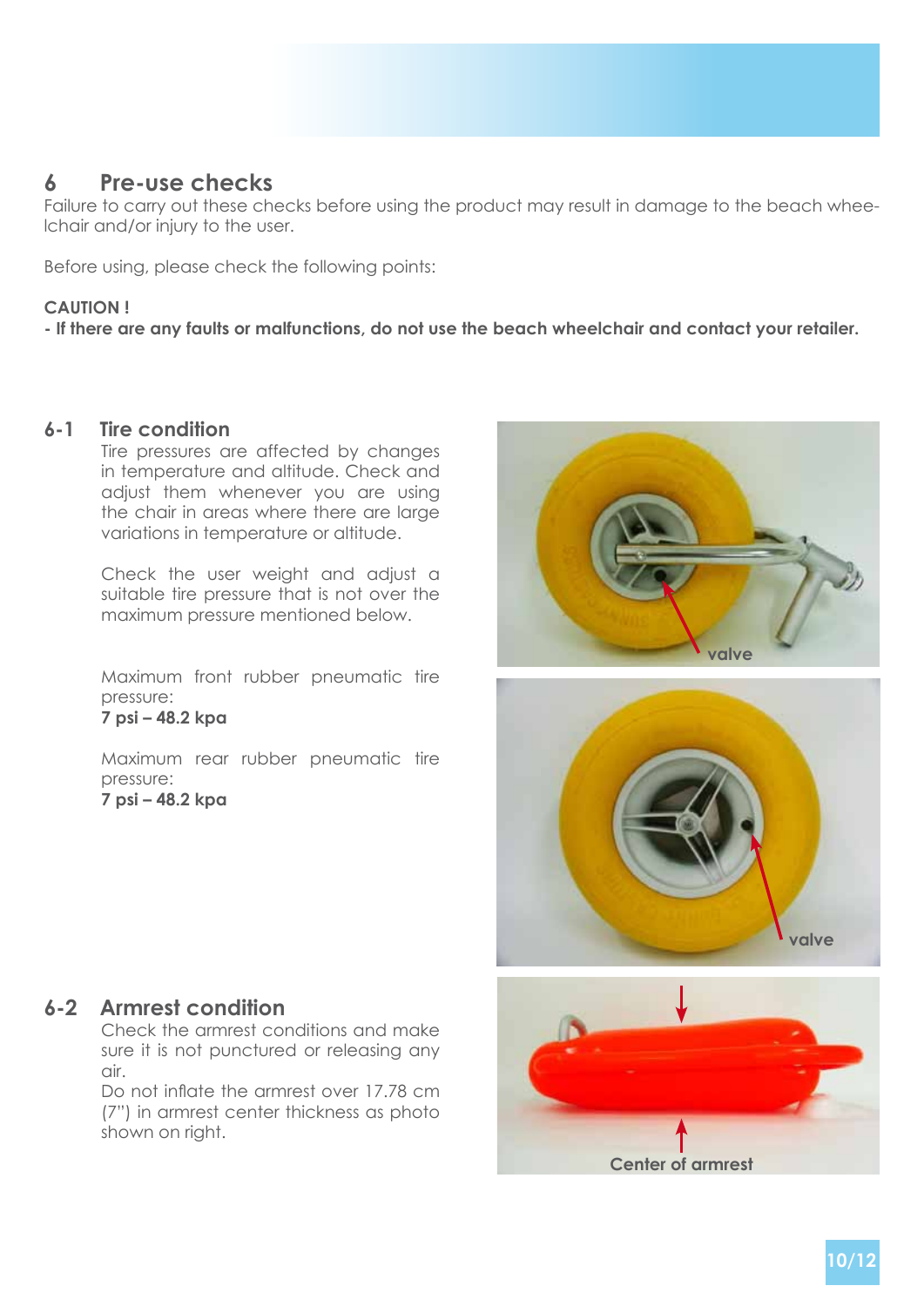# 6 Pre-use checks

Failure to carry out these checks before using the product may result in damage to the beach wheelchair and/or injury to the user.

Before using, please check the following points:

**CAUTION !**

**- If there are any faults or malfunctions, do not use the beach wheelchair and contact your retailer.**

## 6-1 Tire condition

Tire pressures are affected by changes in temperature and altitude. Check and adjust them whenever you are using the chair in areas where there are large variations in temperature or altitude.

Check the user weight and adjust a suitable tire pressure that is not over the maximum pressure mentioned below.

Maximum front rubber pneumatic tire pressure:
**7 psi – 48.2 kpa**

Maximum rear rubber pneumatic tire pressure:
**7 psi – 48.2 kpa**

valve

valve

## 6-2 Armrest condition

Check the armrest conditions and make sure it is not punctured or releasing any air.
Do not inflate the armrest over 17.78 cm (7") in armrest center thickness as photo shown on right.

Center of armrest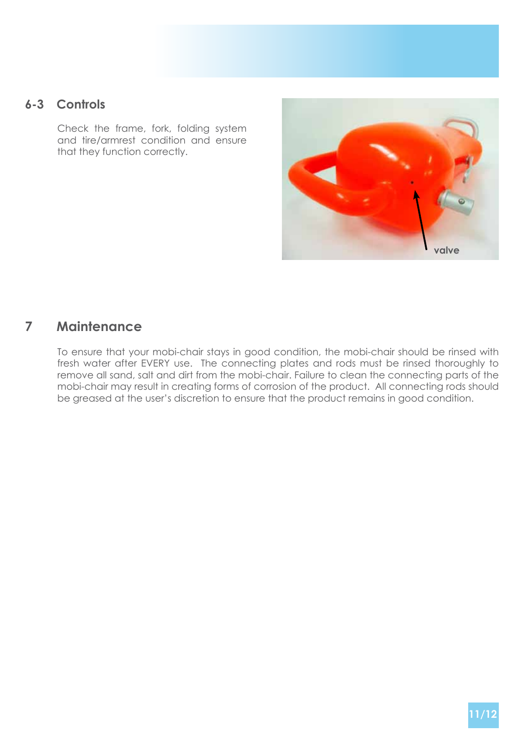## 6-3 Controls

Check the frame, fork, folding system and tire/armrest condition and ensure that they function correctly.

valve

# 7 Maintenance

To ensure that your mobi-chair stays in good condition, the mobi-chair should be rinsed with fresh water after EVERY use. The connecting plates and rods must be rinsed thoroughly to remove all sand, salt and dirt from the mobi-chair. Failure to clean the connecting parts of the mobi-chair may result in creating forms of corrosion of the product. All connecting rods should be greased at the user's discretion to ensure that the product remains in good condition.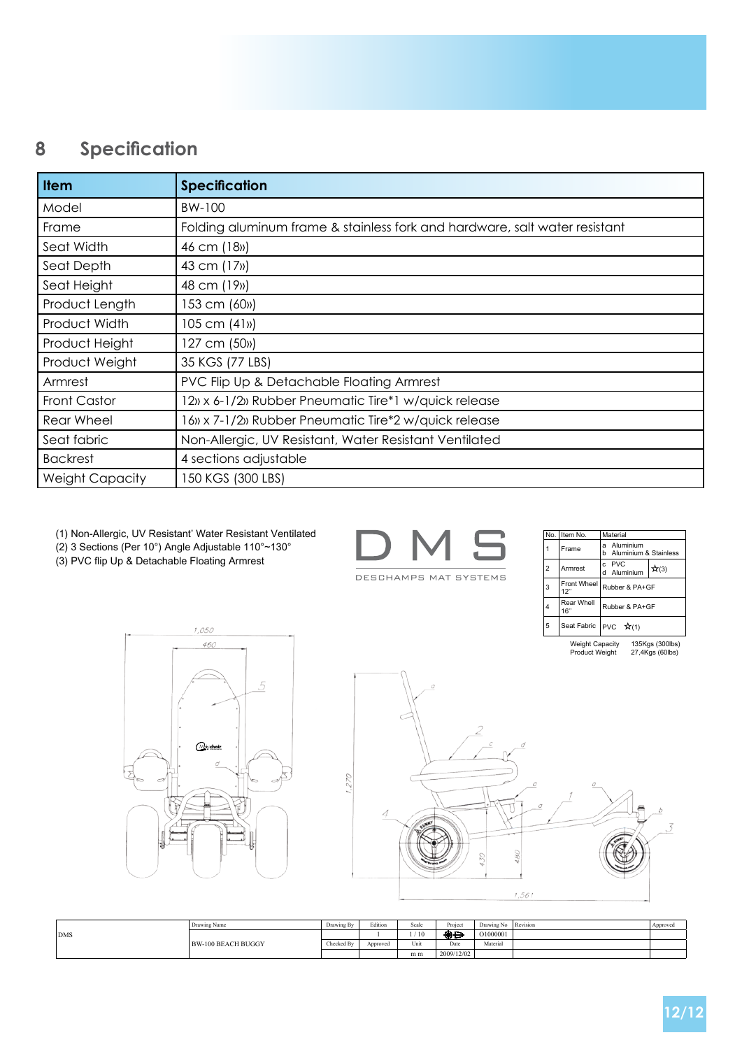## 8 Specification

| Item | Specification |
|---|---|
| Model | BW-100 |
| Frame | Folding aluminum frame & stainless fork and hardware, salt water resistant |
| Seat Width | 46 cm (18») |
| Seat Depth | 43 cm (17») |
| Seat Height | 48 cm (19») |
| Product Length | 153 cm (60») |
| Product Width | 105 cm (41») |
| Product Height | 127 cm (50») |
| Product Weight | 35 KGS (77 LBS) |
| Armrest | PVC Flip Up & Detachable Floating Armrest |
| Front Castor | 12» x 6-1/2» Rubber Pneumatic Tire*1 w/quick release |
| Rear Wheel | 16» x 7-1/2» Rubber Pneumatic Tire*2 w/quick release |
| Seat fabric | Non-Allergic, UV Resistant, Water Resistant Ventilated |
| Backrest | 4 sections adjustable |
| Weight Capacity | 150 KGS (300 LBS) |

(1) Non-Allergic, UV Resistant' Water Resistant Ventilated
(2) 3 Sections (Per 10°) Angle Adjustable 110°~130°
(3) PVC flip Up & Detachable Floating Armrest

DMS
DESCHAMPS MAT SYSTEMS

| No. | Item No. | Material | |
|---|---|---|---|
| 1 | Frame | a Aluminium<br>b Aluminium & Stainless | |
| 2 | Armrest | c PVC<br>d Aluminium | ☆(3) |
| 3 | Front Wheel 12" | Rubber & PA+GF | |
| 4 | Rear Wheel 16" | Rubber & PA+GF | |
| 5 | Seat Fabric | PVC ☆(1) | |

Weight Capacity 135Kgs (300lbs)
Product Weight 27,4Kgs (60lbs)

1,050
460
1,270
430
480
1,561

| DMS | Drawing Name | Drawing By | Edition | Scale | Project | Drawing No | Revision | Approved |
|---|---|---|---|---|---|---|---|---|
| | | | 1 | 1 / 10 | | O1000001 | | |
| | BW-100 BEACH BUGGY | Checked By | Approved | Unit | Date | Material | | |
| | | | | m m | 2009/12/02 | | | |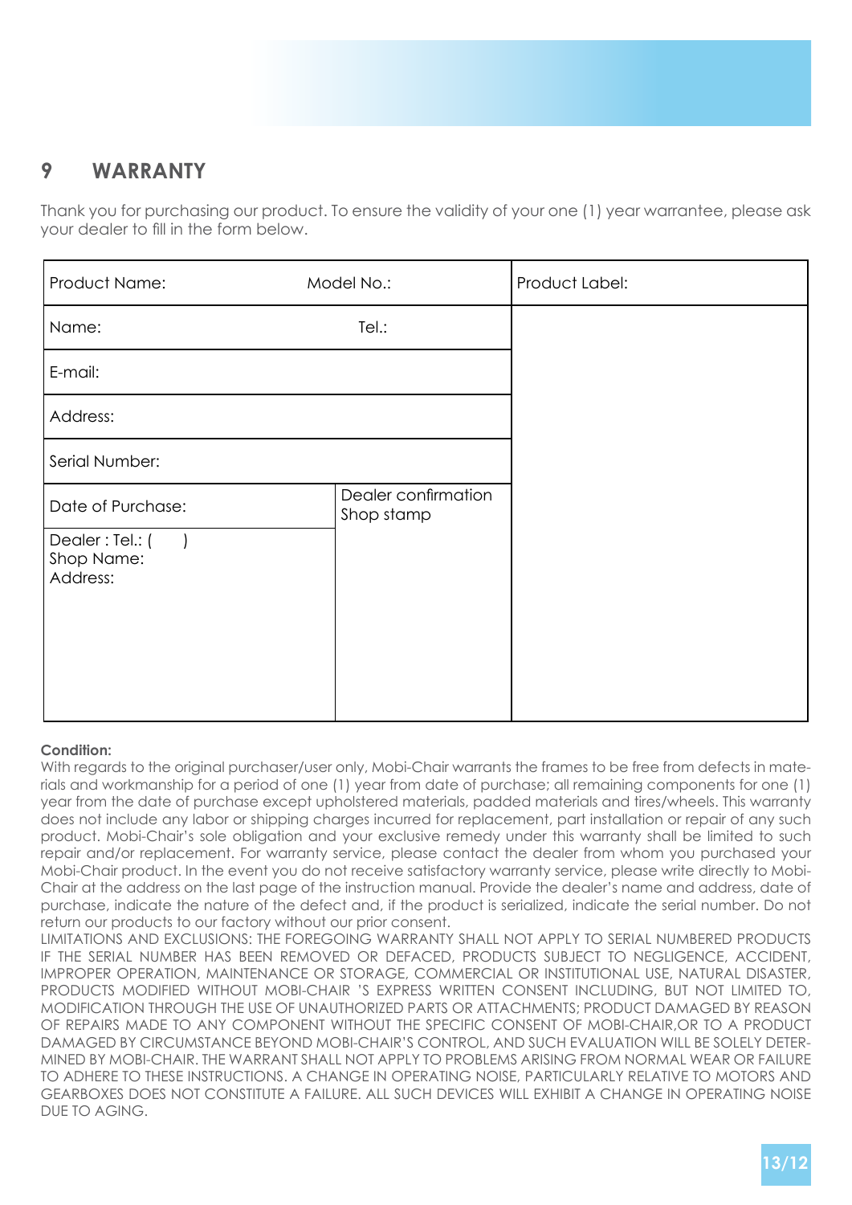# 9 WARRANTY

Thank you for purchasing our product. To ensure the validity of your one (1) year warrantee, please ask your dealer to fill in the form below.

| Product Name: | Model No.: | Product Label: |
|---|---|---|
| Name: | Tel.: | |
| E-mail: | | |
| Address: | | |
| Serial Number: | | |
| Date of Purchase: | Dealer confirmation Shop stamp | |
| Dealer : Tel.: ( ) Shop Name: Address: | | |

**Condition:**

With regards to the original purchaser/user only, Mobi-Chair warrants the frames to be free from defects in materials and workmanship for a period of one (1) year from date of purchase; all remaining components for one (1) year from the date of purchase except upholstered materials, padded materials and tires/wheels. This warranty does not include any labor or shipping charges incurred for replacement, part installation or repair of any such product. Mobi-Chair's sole obligation and your exclusive remedy under this warranty shall be limited to such repair and/or replacement. For warranty service, please contact the dealer from whom you purchased your Mobi-Chair product. In the event you do not receive satisfactory warranty service, please write directly to Mobi-Chair at the address on the last page of the instruction manual. Provide the dealer's name and address, date of purchase, indicate the nature of the defect and, if the product is serialized, indicate the serial number. Do not return our products to our factory without our prior consent.

LIMITATIONS AND EXCLUSIONS: THE FOREGOING WARRANTY SHALL NOT APPLY TO SERIAL NUMBERED PRODUCTS IF THE SERIAL NUMBER HAS BEEN REMOVED OR DEFACED, PRODUCTS SUBJECT TO NEGLIGENCE, ACCIDENT, IMPROPER OPERATION, MAINTENANCE OR STORAGE, COMMERCIAL OR INSTITUTIONAL USE, NATURAL DISASTER, PRODUCTS MODIFIED WITHOUT MOBI-CHAIR 'S EXPRESS WRITTEN CONSENT INCLUDING, BUT NOT LIMITED TO, MODIFICATION THROUGH THE USE OF UNAUTHORIZED PARTS OR ATTACHMENTS; PRODUCT DAMAGED BY REASON OF REPAIRS MADE TO ANY COMPONENT WITHOUT THE SPECIFIC CONSENT OF MOBI-CHAIR,OR TO A PRODUCT DAMAGED BY CIRCUMSTANCE BEYOND MOBI-CHAIR'S CONTROL, AND SUCH EVALUATION WILL BE SOLELY DETERMINED BY MOBI-CHAIR. THE WARRANT SHALL NOT APPLY TO PROBLEMS ARISING FROM NORMAL WEAR OR FAILURE TO ADHERE TO THESE INSTRUCTIONS. A CHANGE IN OPERATING NOISE, PARTICULARLY RELATIVE TO MOTORS AND GEARBOXES DOES NOT CONSTITUTE A FAILURE. ALL SUCH DEVICES WILL EXHIBIT A CHANGE IN OPERATING NOISE DUE TO AGING.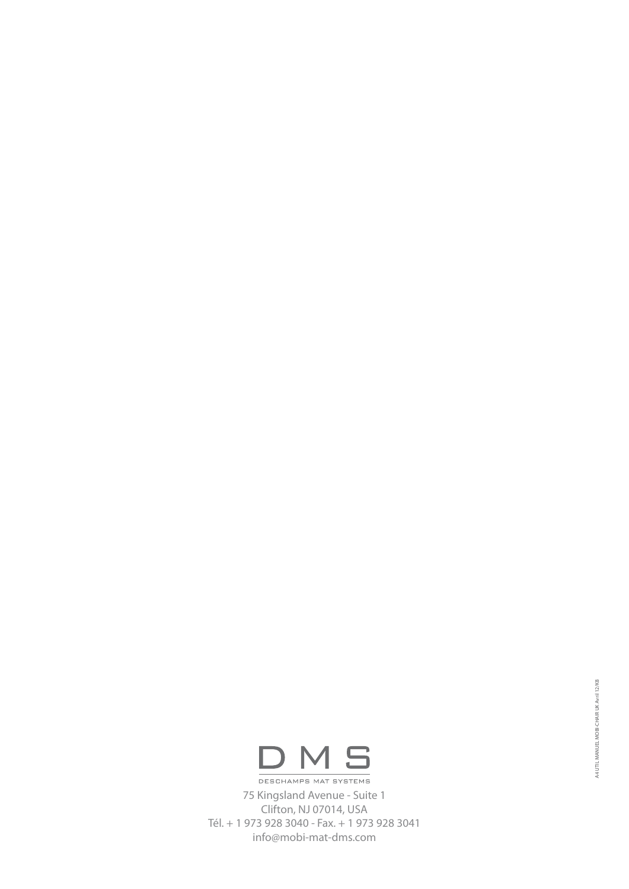DMS

DESCHAMPS MAT SYSTEMS

75 Kingsland Avenue - Suite 1
Clifton, NJ 07014, USA
Tél. + 1 973 928 3040 - Fax. + 1 973 928 3041
info@mobi-mat-dms.com

A4 UTIL MANUEL MOBI-CHAIR UK Avril 12/KB